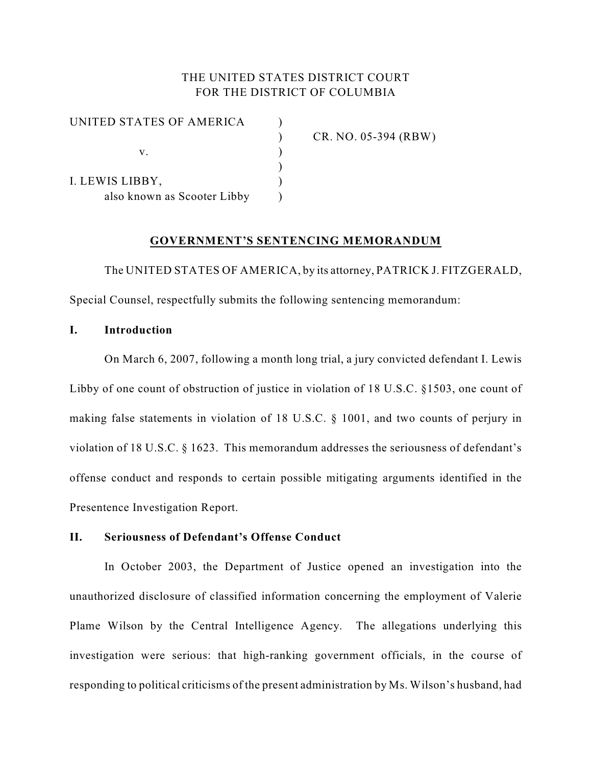THE UNITED STATES DISTRICT COURT
FOR THE DISTRICT OF COLUMBIA

| | | |
|---|---|---|
| UNITED STATES OF AMERICA | ) | |
| | ) | CR. NO. 05-394 (RBW) |
| v. | ) | |
| | ) | |
| I. LEWIS LIBBY, | ) | |
| also known as Scooter Libby | ) | |

## GOVERNMENT'S SENTENCING MEMORANDUM

The UNITED STATES OF AMERICA, by its attorney, PATRICK J. FITZGERALD, Special Counsel, respectfully submits the following sentencing memorandum:

### I. Introduction

On March 6, 2007, following a month long trial, a jury convicted defendant I. Lewis Libby of one count of obstruction of justice in violation of 18 U.S.C. §1503, one count of making false statements in violation of 18 U.S.C. § 1001, and two counts of perjury in violation of 18 U.S.C. § 1623. This memorandum addresses the seriousness of defendant's offense conduct and responds to certain possible mitigating arguments identified in the Presentence Investigation Report.

### II. Seriousness of Defendant's Offense Conduct

In October 2003, the Department of Justice opened an investigation into the unauthorized disclosure of classified information concerning the employment of Valerie Plame Wilson by the Central Intelligence Agency. The allegations underlying this investigation were serious: that high-ranking government officials, in the course of responding to political criticisms of the present administration by Ms. Wilson's husband, had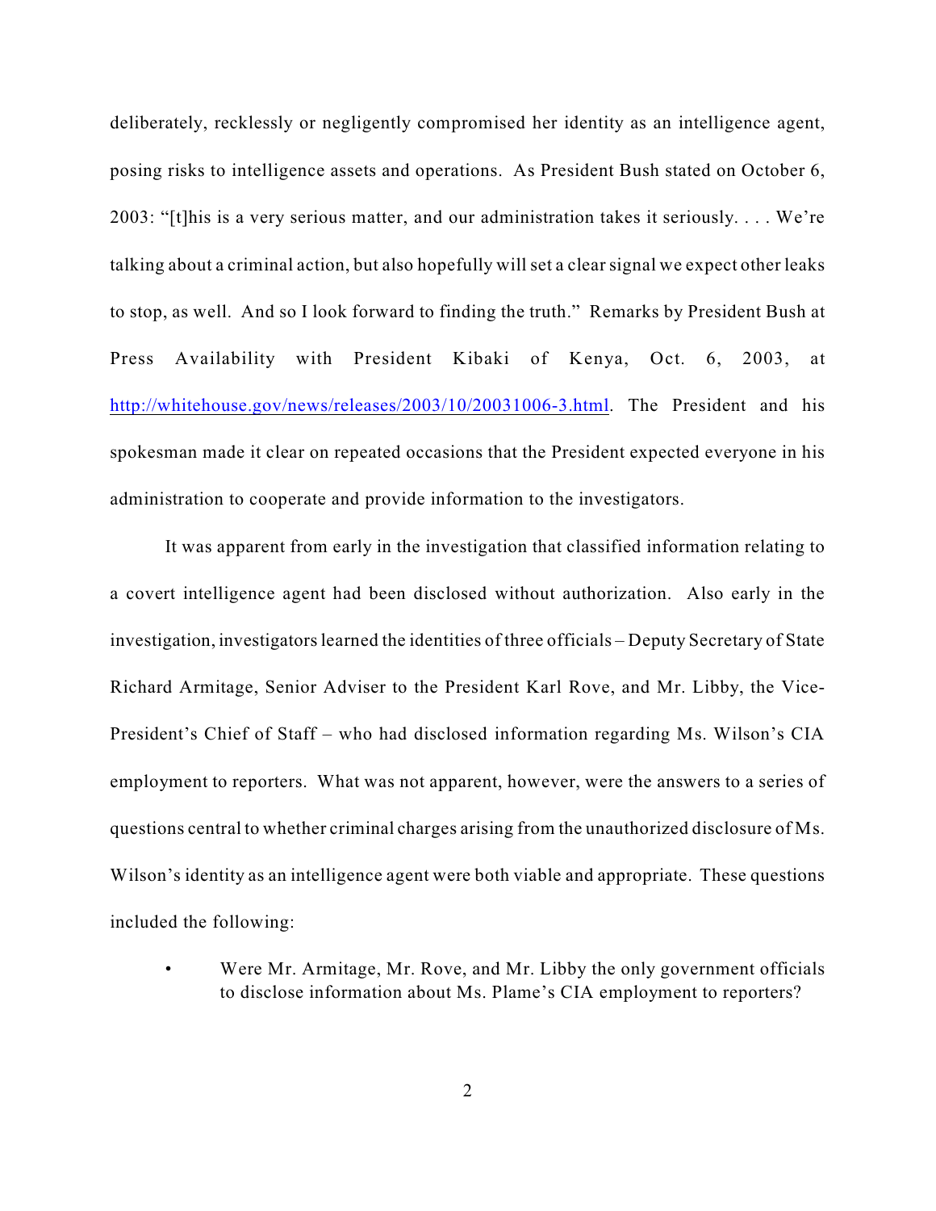deliberately, recklessly or negligently compromised her identity as an intelligence agent, posing risks to intelligence assets and operations. As President Bush stated on October 6, 2003: "[t]his is a very serious matter, and our administration takes it seriously. . . . We're talking about a criminal action, but also hopefully will set a clear signal we expect other leaks to stop, as well. And so I look forward to finding the truth." Remarks by President Bush at Press Availability with President Kibaki of Kenya, Oct. 6, 2003, at http://whitehouse.gov/news/releases/2003/10/20031006-3.html. The President and his spokesman made it clear on repeated occasions that the President expected everyone in his administration to cooperate and provide information to the investigators.

It was apparent from early in the investigation that classified information relating to a covert intelligence agent had been disclosed without authorization. Also early in the investigation, investigators learned the identities of three officials – Deputy Secretary of State Richard Armitage, Senior Adviser to the President Karl Rove, and Mr. Libby, the Vice-President's Chief of Staff – who had disclosed information regarding Ms. Wilson's CIA employment to reporters. What was not apparent, however, were the answers to a series of questions central to whether criminal charges arising from the unauthorized disclosure of Ms. Wilson's identity as an intelligence agent were both viable and appropriate. These questions included the following:

- Were Mr. Armitage, Mr. Rove, and Mr. Libby the only government officials to disclose information about Ms. Plame's CIA employment to reporters?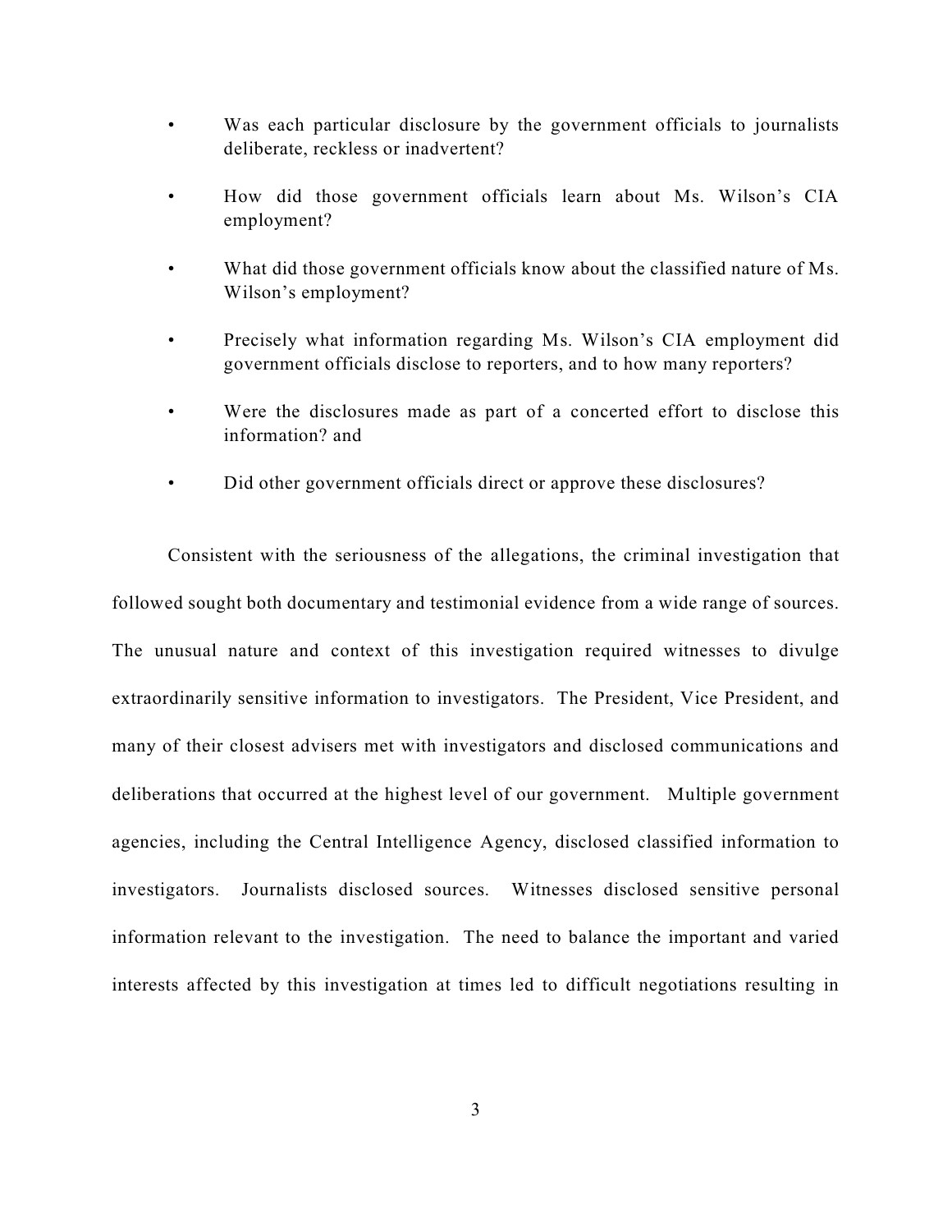- Was each particular disclosure by the government officials to journalists deliberate, reckless or inadvertent?
- How did those government officials learn about Ms. Wilson's CIA employment?
- What did those government officials know about the classified nature of Ms. Wilson's employment?
- Precisely what information regarding Ms. Wilson's CIA employment did government officials disclose to reporters, and to how many reporters?
- Were the disclosures made as part of a concerted effort to disclose this information? and
- Did other government officials direct or approve these disclosures?

Consistent with the seriousness of the allegations, the criminal investigation that followed sought both documentary and testimonial evidence from a wide range of sources. The unusual nature and context of this investigation required witnesses to divulge extraordinarily sensitive information to investigators. The President, Vice President, and many of their closest advisers met with investigators and disclosed communications and deliberations that occurred at the highest level of our government. Multiple government agencies, including the Central Intelligence Agency, disclosed classified information to investigators. Journalists disclosed sources. Witnesses disclosed sensitive personal information relevant to the investigation. The need to balance the important and varied interests affected by this investigation at times led to difficult negotiations resulting in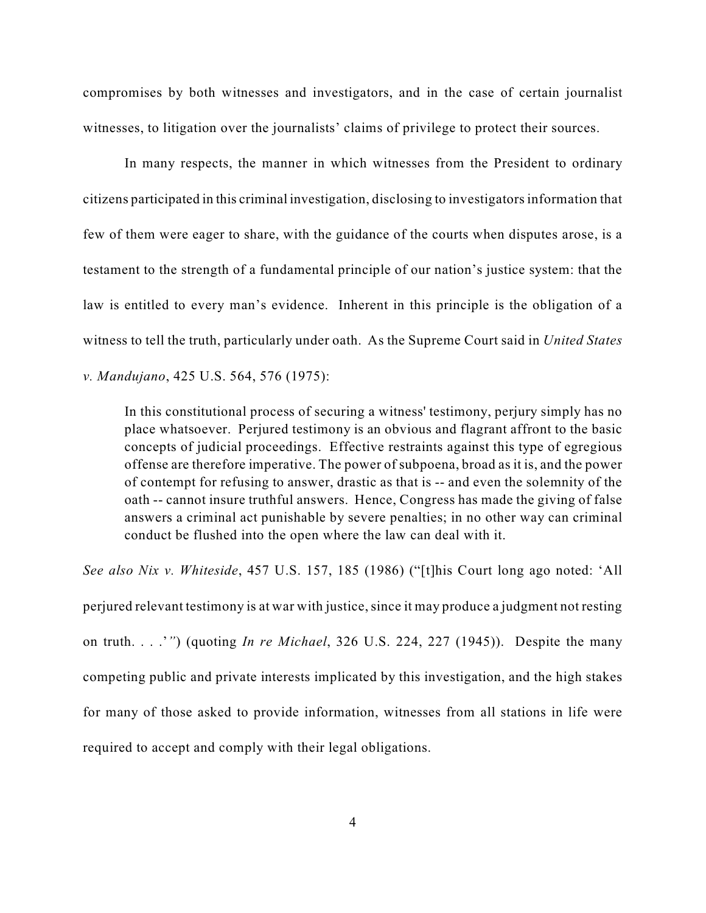compromises by both witnesses and investigators, and in the case of certain journalist witnesses, to litigation over the journalists' claims of privilege to protect their sources.

In many respects, the manner in which witnesses from the President to ordinary citizens participated in this criminal investigation, disclosing to investigators information that few of them were eager to share, with the guidance of the courts when disputes arose, is a testament to the strength of a fundamental principle of our nation's justice system: that the law is entitled to every man's evidence. Inherent in this principle is the obligation of a witness to tell the truth, particularly under oath. As the Supreme Court said in *United States v. Mandujano*, 425 U.S. 564, 576 (1975):

> In this constitutional process of securing a witness' testimony, perjury simply has no place whatsoever. Perjured testimony is an obvious and flagrant affront to the basic concepts of judicial proceedings. Effective restraints against this type of egregious offense are therefore imperative. The power of subpoena, broad as it is, and the power of contempt for refusing to answer, drastic as that is -- and even the solemnity of the oath -- cannot insure truthful answers. Hence, Congress has made the giving of false answers a criminal act punishable by severe penalties; in no other way can criminal conduct be flushed into the open where the law can deal with it.

*See also Nix v. Whiteside*, 457 U.S. 157, 185 (1986) ("[t]his Court long ago noted: 'All perjured relevant testimony is at war with justice, since it may produce a judgment not resting on truth. . . .'") (quoting *In re Michael*, 326 U.S. 224, 227 (1945)). Despite the many competing public and private interests implicated by this investigation, and the high stakes for many of those asked to provide information, witnesses from all stations in life were required to accept and comply with their legal obligations.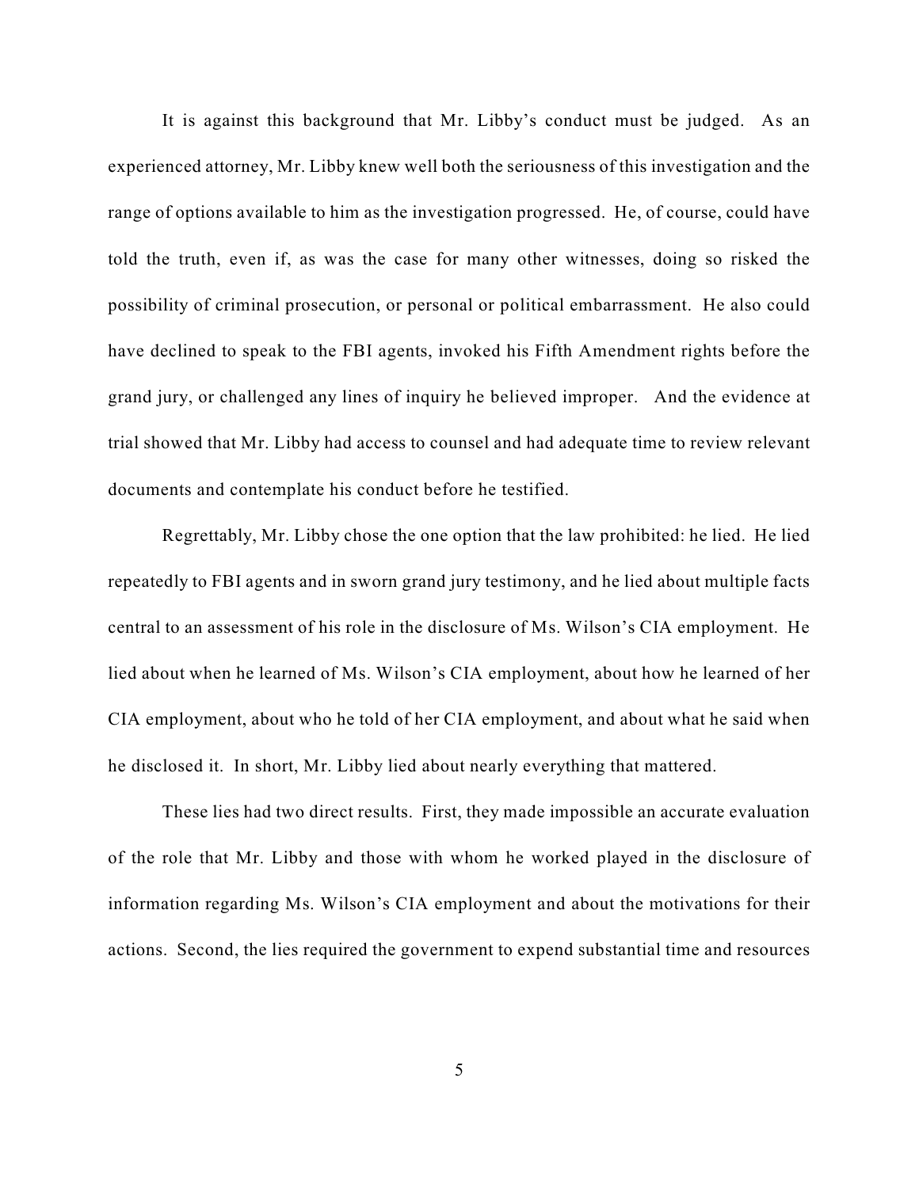It is against this background that Mr. Libby's conduct must be judged. As an experienced attorney, Mr. Libby knew well both the seriousness of this investigation and the range of options available to him as the investigation progressed. He, of course, could have told the truth, even if, as was the case for many other witnesses, doing so risked the possibility of criminal prosecution, or personal or political embarrassment. He also could have declined to speak to the FBI agents, invoked his Fifth Amendment rights before the grand jury, or challenged any lines of inquiry he believed improper. And the evidence at trial showed that Mr. Libby had access to counsel and had adequate time to review relevant documents and contemplate his conduct before he testified.

Regrettably, Mr. Libby chose the one option that the law prohibited: he lied. He lied repeatedly to FBI agents and in sworn grand jury testimony, and he lied about multiple facts central to an assessment of his role in the disclosure of Ms. Wilson's CIA employment. He lied about when he learned of Ms. Wilson's CIA employment, about how he learned of her CIA employment, about who he told of her CIA employment, and about what he said when he disclosed it. In short, Mr. Libby lied about nearly everything that mattered.

These lies had two direct results. First, they made impossible an accurate evaluation of the role that Mr. Libby and those with whom he worked played in the disclosure of information regarding Ms. Wilson's CIA employment and about the motivations for their actions. Second, the lies required the government to expend substantial time and resources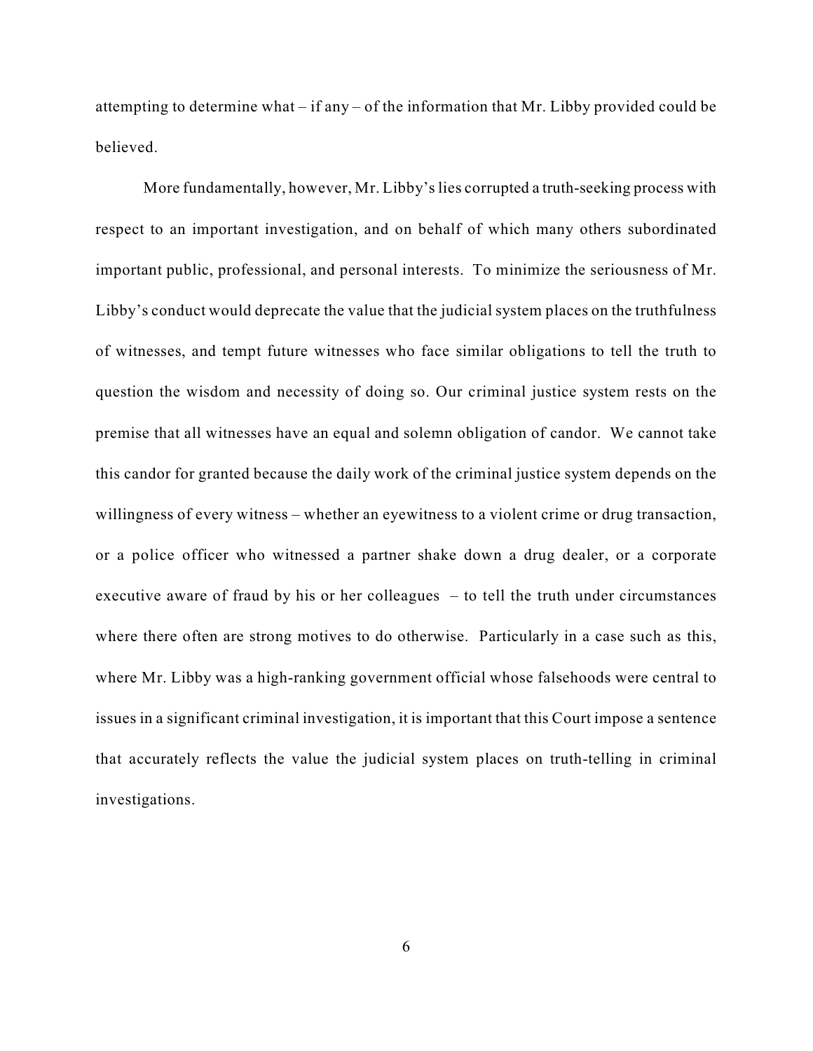attempting to determine what – if any – of the information that Mr. Libby provided could be believed.

More fundamentally, however, Mr. Libby's lies corrupted a truth-seeking process with respect to an important investigation, and on behalf of which many others subordinated important public, professional, and personal interests. To minimize the seriousness of Mr. Libby's conduct would deprecate the value that the judicial system places on the truthfulness of witnesses, and tempt future witnesses who face similar obligations to tell the truth to question the wisdom and necessity of doing so. Our criminal justice system rests on the premise that all witnesses have an equal and solemn obligation of candor. We cannot take this candor for granted because the daily work of the criminal justice system depends on the willingness of every witness – whether an eyewitness to a violent crime or drug transaction, or a police officer who witnessed a partner shake down a drug dealer, or a corporate executive aware of fraud by his or her colleagues – to tell the truth under circumstances where there often are strong motives to do otherwise. Particularly in a case such as this, where Mr. Libby was a high-ranking government official whose falsehoods were central to issues in a significant criminal investigation, it is important that this Court impose a sentence that accurately reflects the value the judicial system places on truth-telling in criminal investigations.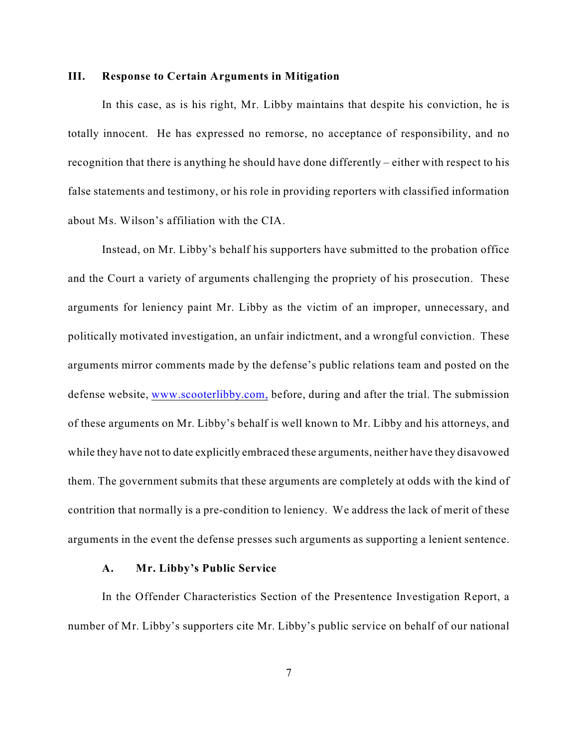## III. Response to Certain Arguments in Mitigation

In this case, as is his right, Mr. Libby maintains that despite his conviction, he is totally innocent. He has expressed no remorse, no acceptance of responsibility, and no recognition that there is anything he should have done differently – either with respect to his false statements and testimony, or his role in providing reporters with classified information about Ms. Wilson's affiliation with the CIA.

Instead, on Mr. Libby's behalf his supporters have submitted to the probation office and the Court a variety of arguments challenging the propriety of his prosecution. These arguments for leniency paint Mr. Libby as the victim of an improper, unnecessary, and politically motivated investigation, an unfair indictment, and a wrongful conviction. These arguments mirror comments made by the defense's public relations team and posted on the defense website, www.scooterlibby.com, before, during and after the trial. The submission of these arguments on Mr. Libby's behalf is well known to Mr. Libby and his attorneys, and while they have not to date explicitly embraced these arguments, neither have they disavowed them. The government submits that these arguments are completely at odds with the kind of contrition that normally is a pre-condition to leniency. We address the lack of merit of these arguments in the event the defense presses such arguments as supporting a lenient sentence.

### A. Mr. Libby's Public Service

In the Offender Characteristics Section of the Presentence Investigation Report, a number of Mr. Libby's supporters cite Mr. Libby's public service on behalf of our national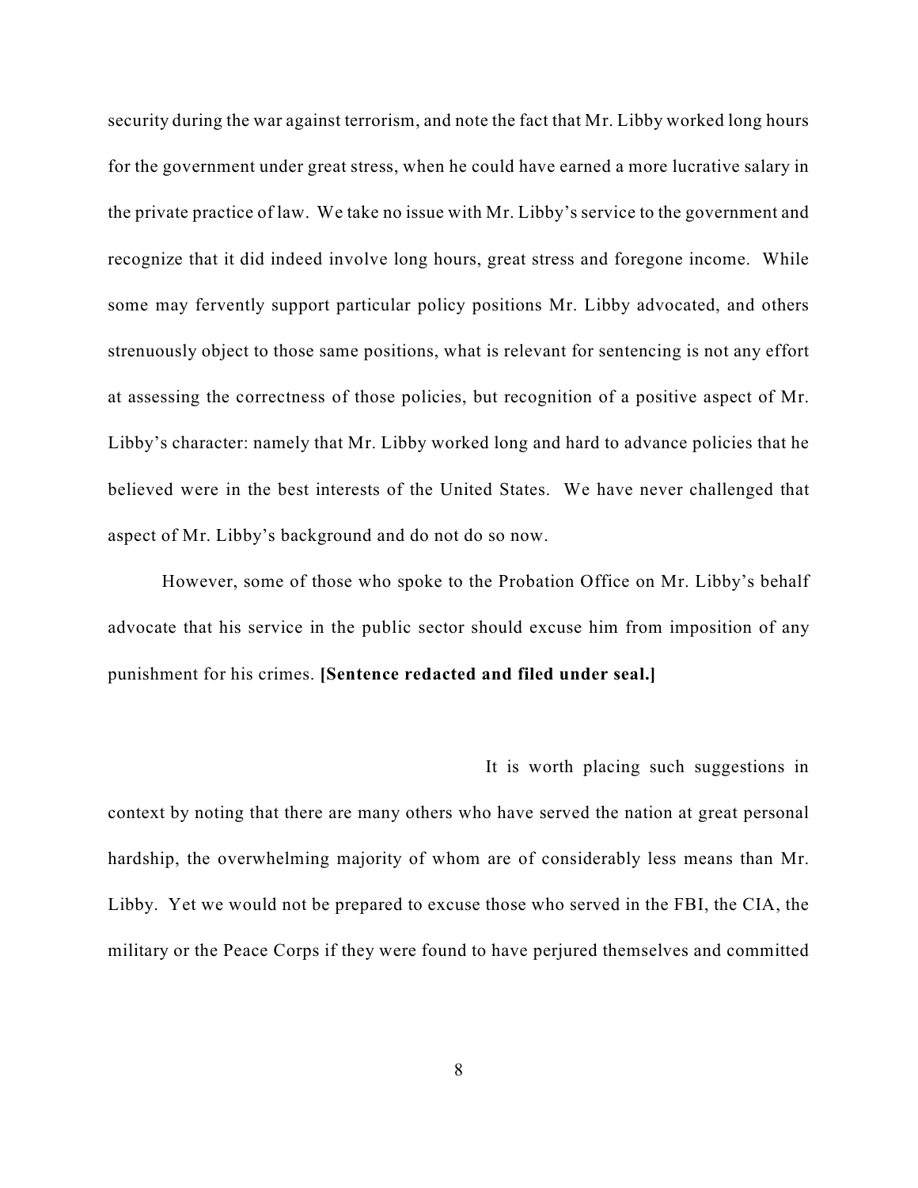security during the war against terrorism, and note the fact that Mr. Libby worked long hours for the government under great stress, when he could have earned a more lucrative salary in the private practice of law. We take no issue with Mr. Libby's service to the government and recognize that it did indeed involve long hours, great stress and foregone income. While some may fervently support particular policy positions Mr. Libby advocated, and others strenuously object to those same positions, what is relevant for sentencing is not any effort at assessing the correctness of those policies, but recognition of a positive aspect of Mr. Libby's character: namely that Mr. Libby worked long and hard to advance policies that he believed were in the best interests of the United States. We have never challenged that aspect of Mr. Libby's background and do not do so now.

However, some of those who spoke to the Probation Office on Mr. Libby's behalf advocate that his service in the public sector should excuse him from imposition of any punishment for his crimes. **[Sentence redacted and filed under seal.]**

It is worth placing such suggestions in context by noting that there are many others who have served the nation at great personal hardship, the overwhelming majority of whom are of considerably less means than Mr. Libby. Yet we would not be prepared to excuse those who served in the FBI, the CIA, the military or the Peace Corps if they were found to have perjured themselves and committed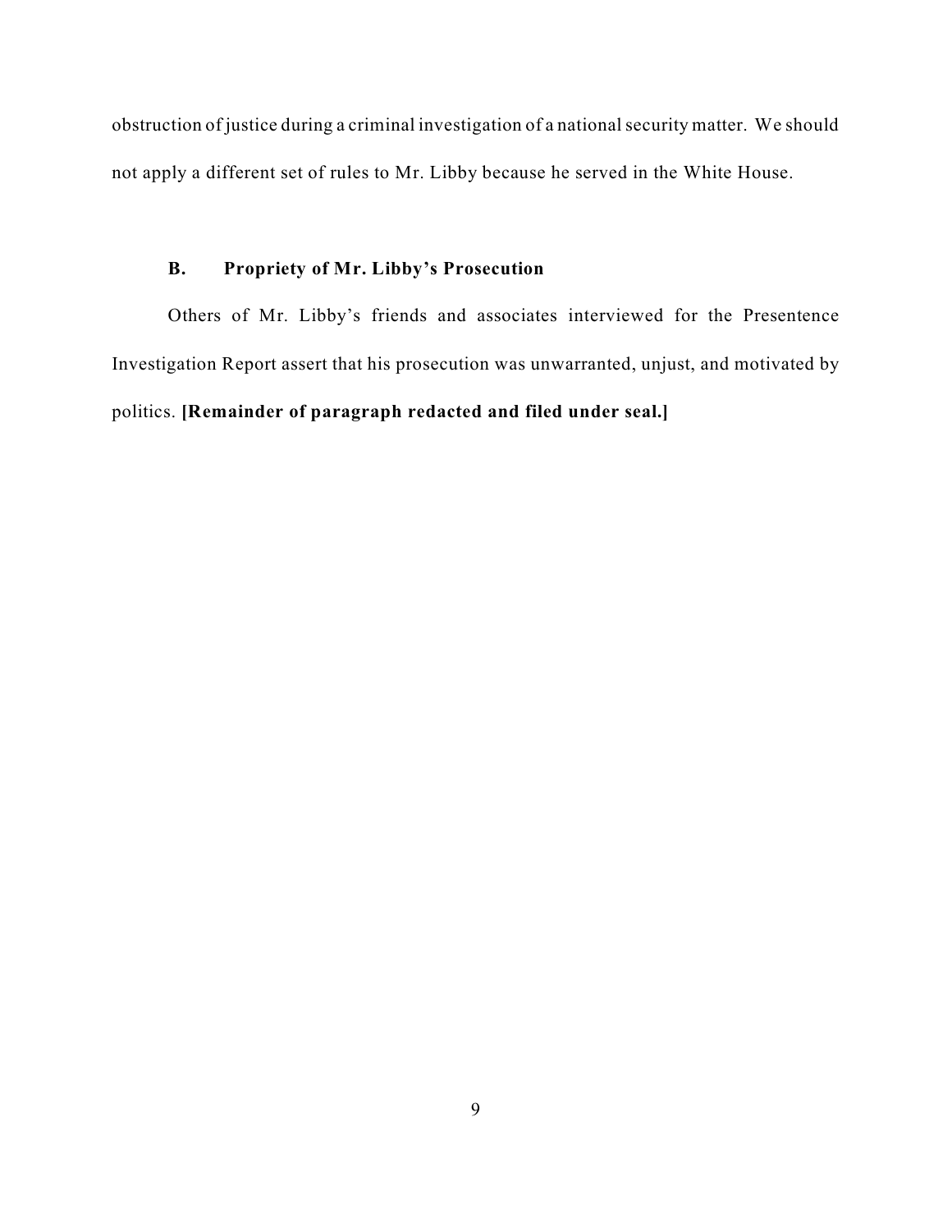obstruction of justice during a criminal investigation of a national security matter. We should not apply a different set of rules to Mr. Libby because he served in the White House.

### B. Propriety of Mr. Libby's Prosecution

Others of Mr. Libby's friends and associates interviewed for the Presentence Investigation Report assert that his prosecution was unwarranted, unjust, and motivated by politics. **[Remainder of paragraph redacted and filed under seal.]**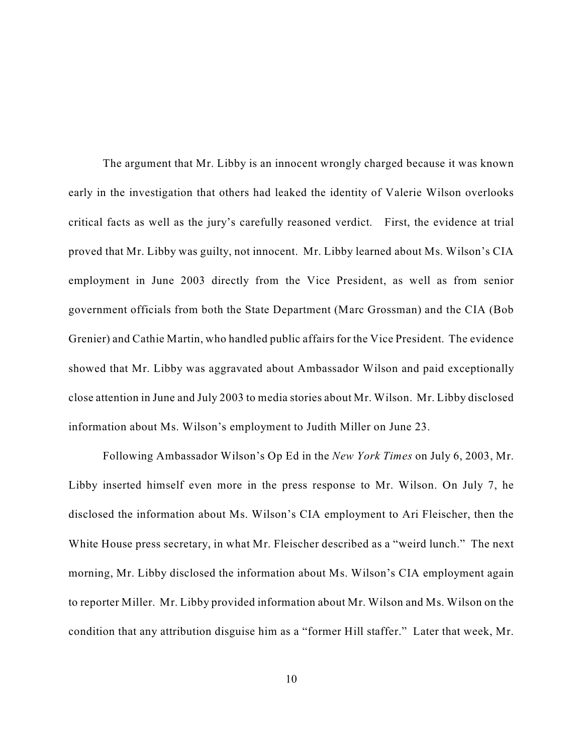The argument that Mr. Libby is an innocent wrongly charged because it was known early in the investigation that others had leaked the identity of Valerie Wilson overlooks critical facts as well as the jury's carefully reasoned verdict. First, the evidence at trial proved that Mr. Libby was guilty, not innocent. Mr. Libby learned about Ms. Wilson's CIA employment in June 2003 directly from the Vice President, as well as from senior government officials from both the State Department (Marc Grossman) and the CIA (Bob Grenier) and Cathie Martin, who handled public affairs for the Vice President. The evidence showed that Mr. Libby was aggravated about Ambassador Wilson and paid exceptionally close attention in June and July 2003 to media stories about Mr. Wilson. Mr. Libby disclosed information about Ms. Wilson's employment to Judith Miller on June 23.

Following Ambassador Wilson's Op Ed in the *New York Times* on July 6, 2003, Mr. Libby inserted himself even more in the press response to Mr. Wilson. On July 7, he disclosed the information about Ms. Wilson's CIA employment to Ari Fleischer, then the White House press secretary, in what Mr. Fleischer described as a "weird lunch." The next morning, Mr. Libby disclosed the information about Ms. Wilson's CIA employment again to reporter Miller. Mr. Libby provided information about Mr. Wilson and Ms. Wilson on the condition that any attribution disguise him as a "former Hill staffer." Later that week, Mr.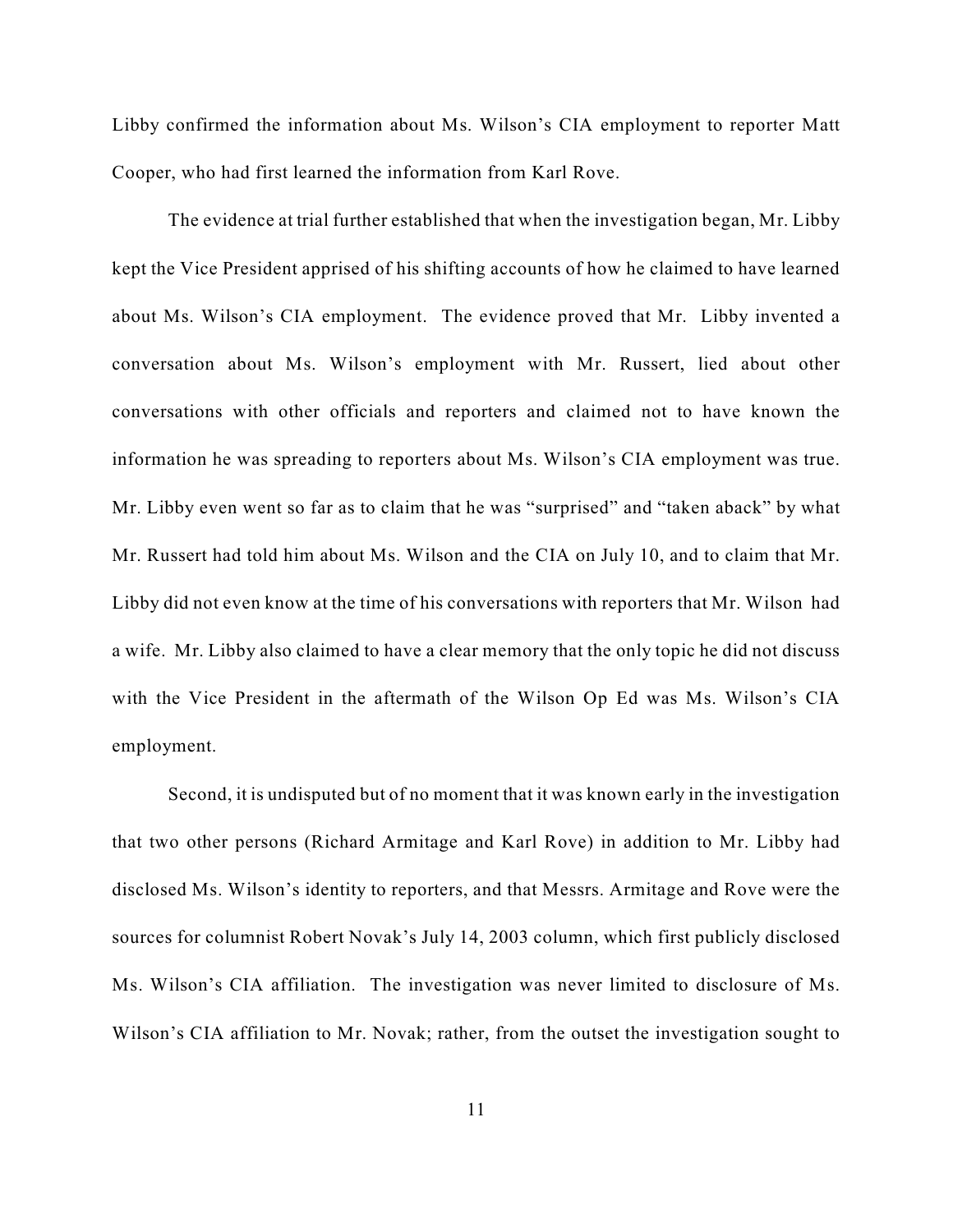Libby confirmed the information about Ms. Wilson's CIA employment to reporter Matt Cooper, who had first learned the information from Karl Rove.

The evidence at trial further established that when the investigation began, Mr. Libby kept the Vice President apprised of his shifting accounts of how he claimed to have learned about Ms. Wilson's CIA employment. The evidence proved that Mr. Libby invented a conversation about Ms. Wilson's employment with Mr. Russert, lied about other conversations with other officials and reporters and claimed not to have known the information he was spreading to reporters about Ms. Wilson's CIA employment was true. Mr. Libby even went so far as to claim that he was "surprised" and "taken aback" by what Mr. Russert had told him about Ms. Wilson and the CIA on July 10, and to claim that Mr. Libby did not even know at the time of his conversations with reporters that Mr. Wilson had a wife. Mr. Libby also claimed to have a clear memory that the only topic he did not discuss with the Vice President in the aftermath of the Wilson Op Ed was Ms. Wilson's CIA employment.

Second, it is undisputed but of no moment that it was known early in the investigation that two other persons (Richard Armitage and Karl Rove) in addition to Mr. Libby had disclosed Ms. Wilson's identity to reporters, and that Messrs. Armitage and Rove were the sources for columnist Robert Novak's July 14, 2003 column, which first publicly disclosed Ms. Wilson's CIA affiliation. The investigation was never limited to disclosure of Ms. Wilson's CIA affiliation to Mr. Novak; rather, from the outset the investigation sought to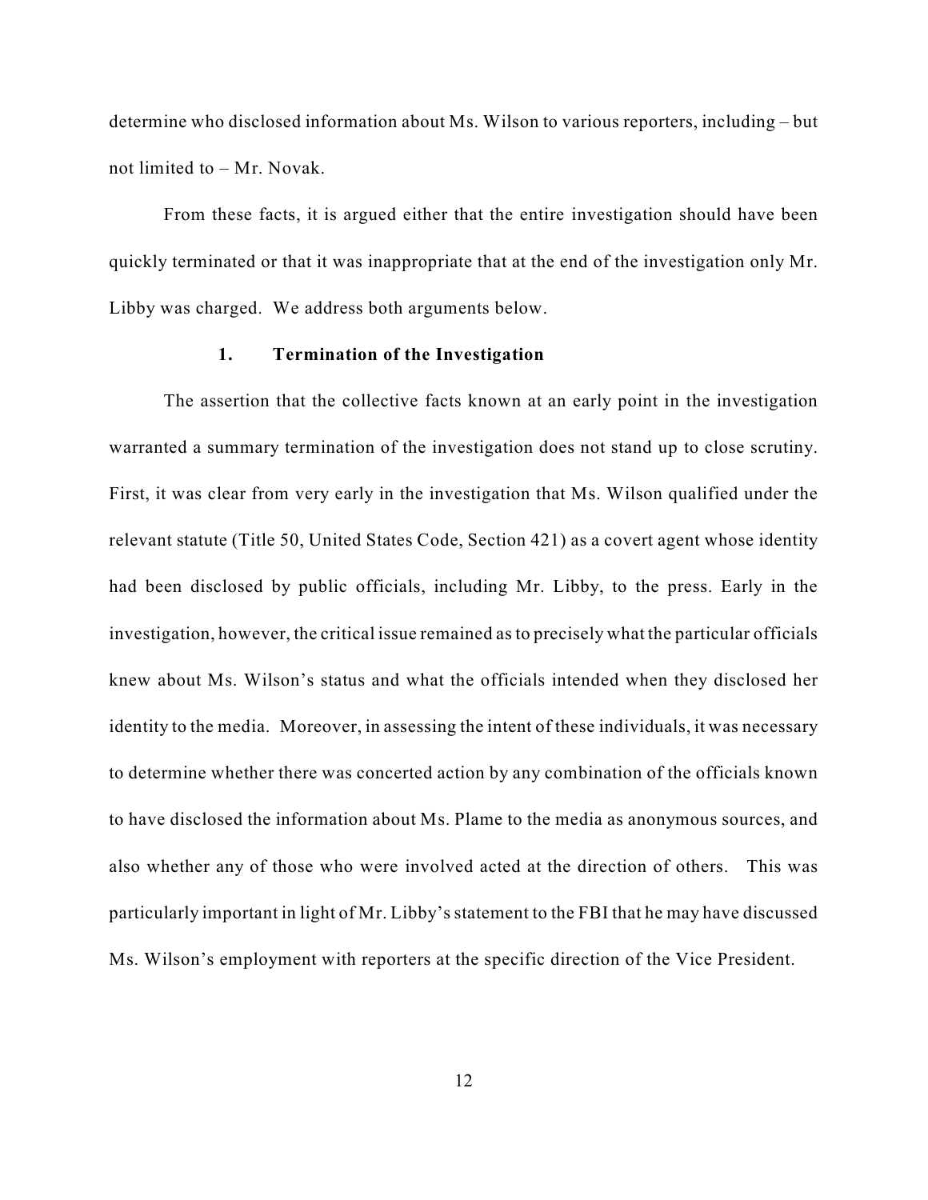determine who disclosed information about Ms. Wilson to various reporters, including – but not limited to – Mr. Novak.

From these facts, it is argued either that the entire investigation should have been quickly terminated or that it was inappropriate that at the end of the investigation only Mr. Libby was charged. We address both arguments below.

### 1. Termination of the Investigation

The assertion that the collective facts known at an early point in the investigation warranted a summary termination of the investigation does not stand up to close scrutiny. First, it was clear from very early in the investigation that Ms. Wilson qualified under the relevant statute (Title 50, United States Code, Section 421) as a covert agent whose identity had been disclosed by public officials, including Mr. Libby, to the press. Early in the investigation, however, the critical issue remained as to precisely what the particular officials knew about Ms. Wilson's status and what the officials intended when they disclosed her identity to the media. Moreover, in assessing the intent of these individuals, it was necessary to determine whether there was concerted action by any combination of the officials known to have disclosed the information about Ms. Plame to the media as anonymous sources, and also whether any of those who were involved acted at the direction of others. This was particularly important in light of Mr. Libby's statement to the FBI that he may have discussed Ms. Wilson's employment with reporters at the specific direction of the Vice President.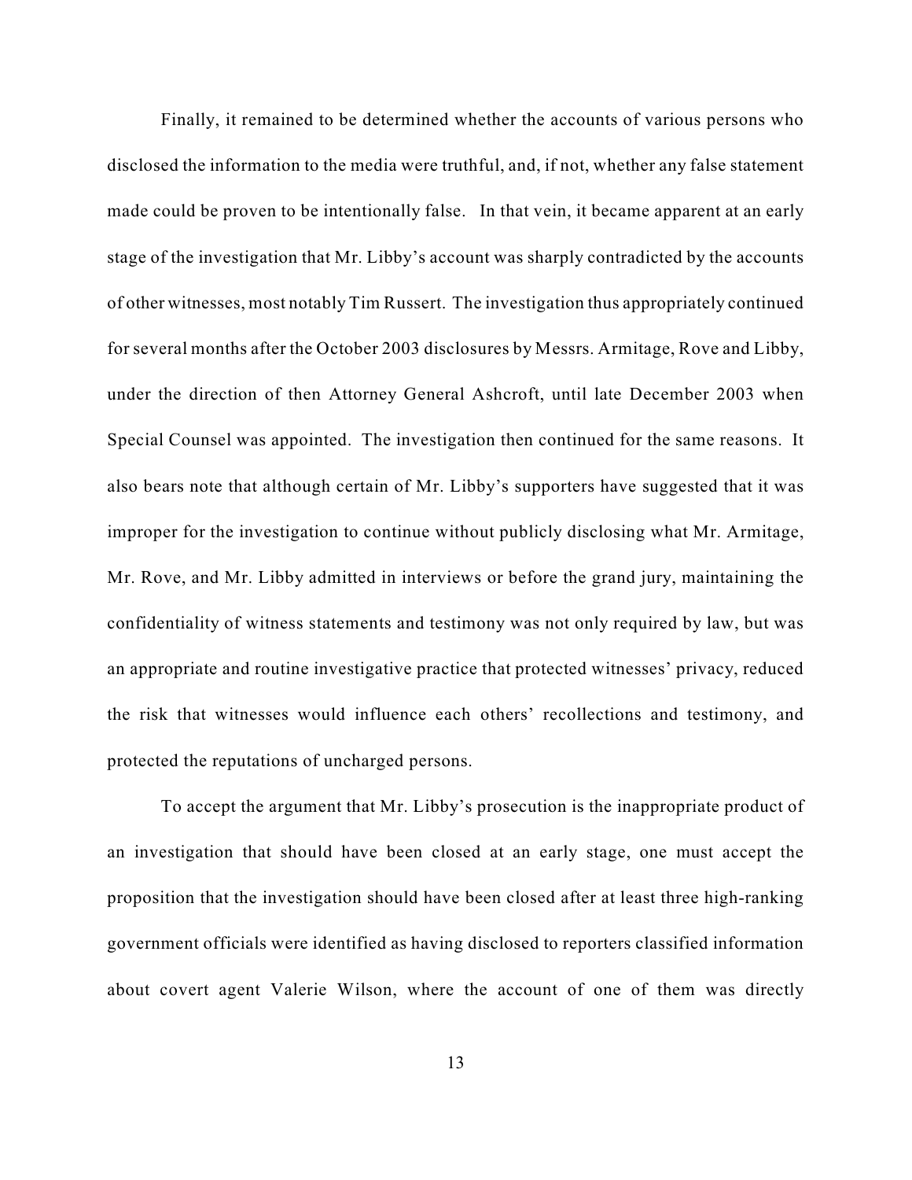Finally, it remained to be determined whether the accounts of various persons who disclosed the information to the media were truthful, and, if not, whether any false statement made could be proven to be intentionally false. In that vein, it became apparent at an early stage of the investigation that Mr. Libby's account was sharply contradicted by the accounts of other witnesses, most notably Tim Russert. The investigation thus appropriately continued for several months after the October 2003 disclosures by Messrs. Armitage, Rove and Libby, under the direction of then Attorney General Ashcroft, until late December 2003 when Special Counsel was appointed. The investigation then continued for the same reasons. It also bears note that although certain of Mr. Libby's supporters have suggested that it was improper for the investigation to continue without publicly disclosing what Mr. Armitage, Mr. Rove, and Mr. Libby admitted in interviews or before the grand jury, maintaining the confidentiality of witness statements and testimony was not only required by law, but was an appropriate and routine investigative practice that protected witnesses' privacy, reduced the risk that witnesses would influence each others' recollections and testimony, and protected the reputations of uncharged persons.

To accept the argument that Mr. Libby's prosecution is the inappropriate product of an investigation that should have been closed at an early stage, one must accept the proposition that the investigation should have been closed after at least three high-ranking government officials were identified as having disclosed to reporters classified information about covert agent Valerie Wilson, where the account of one of them was directly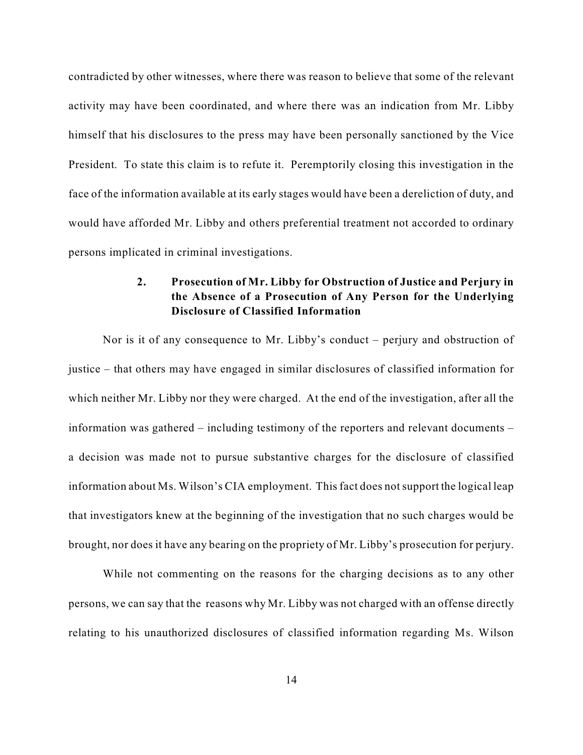contradicted by other witnesses, where there was reason to believe that some of the relevant activity may have been coordinated, and where there was an indication from Mr. Libby himself that his disclosures to the press may have been personally sanctioned by the Vice President. To state this claim is to refute it. Peremptorily closing this investigation in the face of the information available at its early stages would have been a dereliction of duty, and would have afforded Mr. Libby and others preferential treatment not accorded to ordinary persons implicated in criminal investigations.

### 2. Prosecution of Mr. Libby for Obstruction of Justice and Perjury in the Absence of a Prosecution of Any Person for the Underlying Disclosure of Classified Information

Nor is it of any consequence to Mr. Libby's conduct – perjury and obstruction of justice – that others may have engaged in similar disclosures of classified information for which neither Mr. Libby nor they were charged. At the end of the investigation, after all the information was gathered – including testimony of the reporters and relevant documents – a decision was made not to pursue substantive charges for the disclosure of classified information about Ms. Wilson's CIA employment. This fact does not support the logical leap that investigators knew at the beginning of the investigation that no such charges would be brought, nor does it have any bearing on the propriety of Mr. Libby's prosecution for perjury.

While not commenting on the reasons for the charging decisions as to any other persons, we can say that the reasons why Mr. Libby was not charged with an offense directly relating to his unauthorized disclosures of classified information regarding Ms. Wilson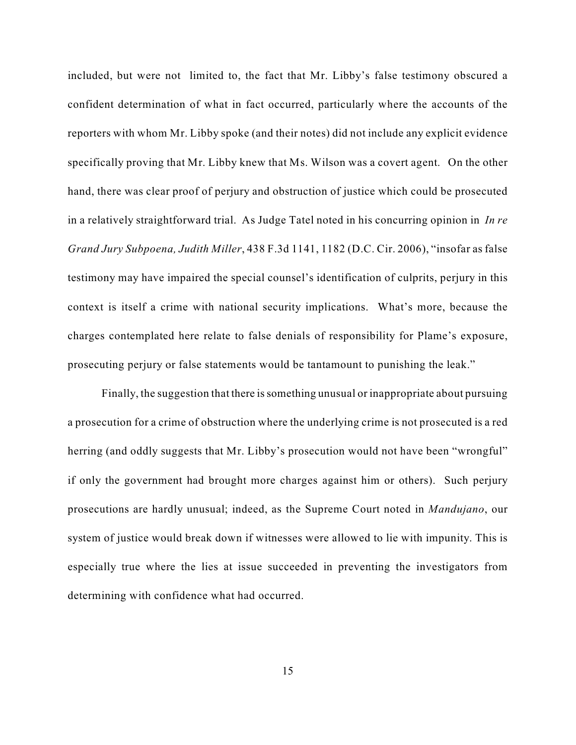included, but were not limited to, the fact that Mr. Libby's false testimony obscured a confident determination of what in fact occurred, particularly where the accounts of the reporters with whom Mr. Libby spoke (and their notes) did not include any explicit evidence specifically proving that Mr. Libby knew that Ms. Wilson was a covert agent. On the other hand, there was clear proof of perjury and obstruction of justice which could be prosecuted in a relatively straightforward trial. As Judge Tatel noted in his concurring opinion in *In re Grand Jury Subpoena, Judith Miller*, 438 F.3d 1141, 1182 (D.C. Cir. 2006), "insofar as false testimony may have impaired the special counsel's identification of culprits, perjury in this context is itself a crime with national security implications. What's more, because the charges contemplated here relate to false denials of responsibility for Plame's exposure, prosecuting perjury or false statements would be tantamount to punishing the leak."

Finally, the suggestion that there is something unusual or inappropriate about pursuing a prosecution for a crime of obstruction where the underlying crime is not prosecuted is a red herring (and oddly suggests that Mr. Libby's prosecution would not have been "wrongful" if only the government had brought more charges against him or others). Such perjury prosecutions are hardly unusual; indeed, as the Supreme Court noted in *Mandujano*, our system of justice would break down if witnesses were allowed to lie with impunity. This is especially true where the lies at issue succeeded in preventing the investigators from determining with confidence what had occurred.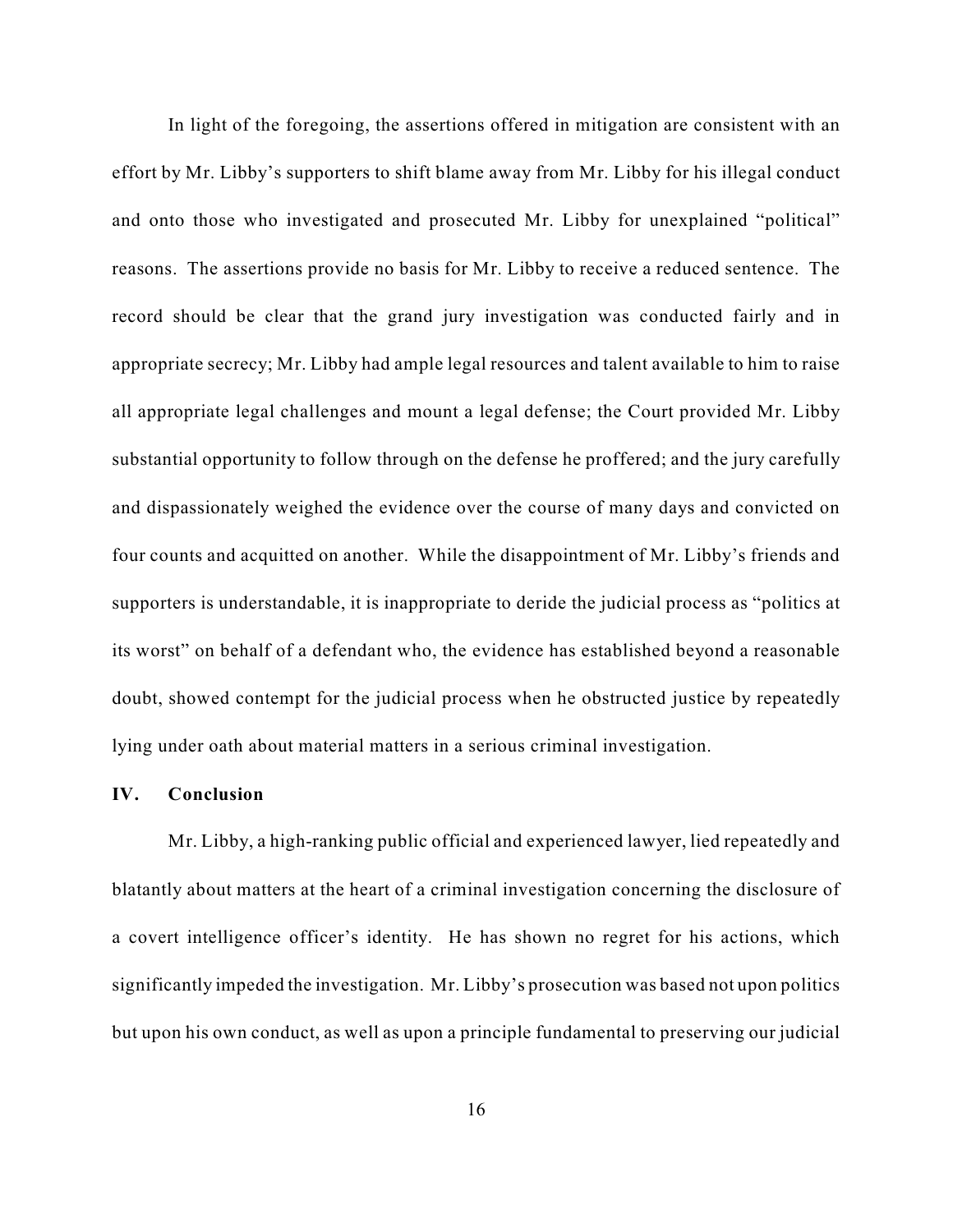In light of the foregoing, the assertions offered in mitigation are consistent with an effort by Mr. Libby's supporters to shift blame away from Mr. Libby for his illegal conduct and onto those who investigated and prosecuted Mr. Libby for unexplained "political" reasons. The assertions provide no basis for Mr. Libby to receive a reduced sentence. The record should be clear that the grand jury investigation was conducted fairly and in appropriate secrecy; Mr. Libby had ample legal resources and talent available to him to raise all appropriate legal challenges and mount a legal defense; the Court provided Mr. Libby substantial opportunity to follow through on the defense he proffered; and the jury carefully and dispassionately weighed the evidence over the course of many days and convicted on four counts and acquitted on another. While the disappointment of Mr. Libby's friends and supporters is understandable, it is inappropriate to deride the judicial process as "politics at its worst" on behalf of a defendant who, the evidence has established beyond a reasonable doubt, showed contempt for the judicial process when he obstructed justice by repeatedly lying under oath about material matters in a serious criminal investigation.

## IV. Conclusion

Mr. Libby, a high-ranking public official and experienced lawyer, lied repeatedly and blatantly about matters at the heart of a criminal investigation concerning the disclosure of a covert intelligence officer's identity. He has shown no regret for his actions, which significantly impeded the investigation. Mr. Libby's prosecution was based not upon politics but upon his own conduct, as well as upon a principle fundamental to preserving our judicial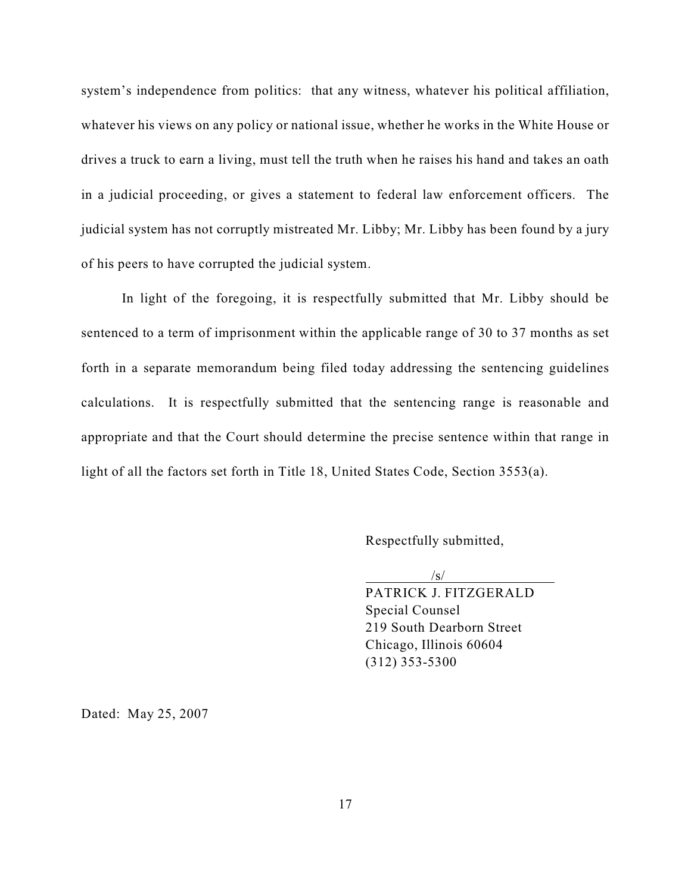system's independence from politics: that any witness, whatever his political affiliation, whatever his views on any policy or national issue, whether he works in the White House or drives a truck to earn a living, must tell the truth when he raises his hand and takes an oath in a judicial proceeding, or gives a statement to federal law enforcement officers. The judicial system has not corruptly mistreated Mr. Libby; Mr. Libby has been found by a jury of his peers to have corrupted the judicial system.

In light of the foregoing, it is respectfully submitted that Mr. Libby should be sentenced to a term of imprisonment within the applicable range of 30 to 37 months as set forth in a separate memorandum being filed today addressing the sentencing guidelines calculations. It is respectfully submitted that the sentencing range is reasonable and appropriate and that the Court should determine the precise sentence within that range in light of all the factors set forth in Title 18, United States Code, Section 3553(a).

Respectfully submitted,

/s/

PATRICK J. FITZGERALD
Special Counsel
219 South Dearborn Street
Chicago, Illinois 60604
(312) 353-5300

Dated: May 25, 2007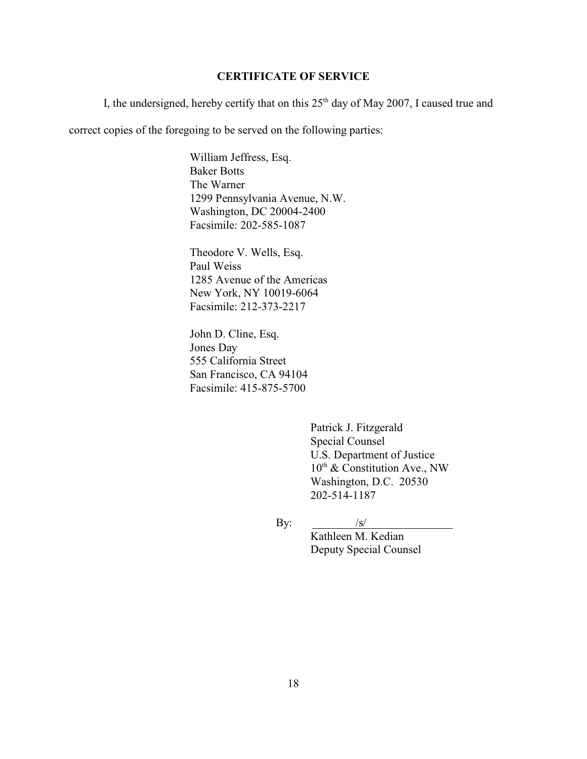## CERTIFICATE OF SERVICE

I, the undersigned, hereby certify that on this 25th day of May 2007, I caused true and correct copies of the foregoing to be served on the following parties:

William Jeffress, Esq.
Baker Botts
The Warner
1299 Pennsylvania Avenue, N.W.
Washington, DC 20004-2400
Facsimile: 202-585-1087

Theodore V. Wells, Esq.
Paul Weiss
1285 Avenue of the Americas
New York, NY 10019-6064
Facsimile: 212-373-2217

John D. Cline, Esq.
Jones Day
555 California Street
San Francisco, CA 94104
Facsimile: 415-875-5700

Patrick J. Fitzgerald
Special Counsel
U.S. Department of Justice
10th & Constitution Ave., NW
Washington, D.C. 20530
202-514-1187

By: /s/
Kathleen M. Kedian
Deputy Special Counsel